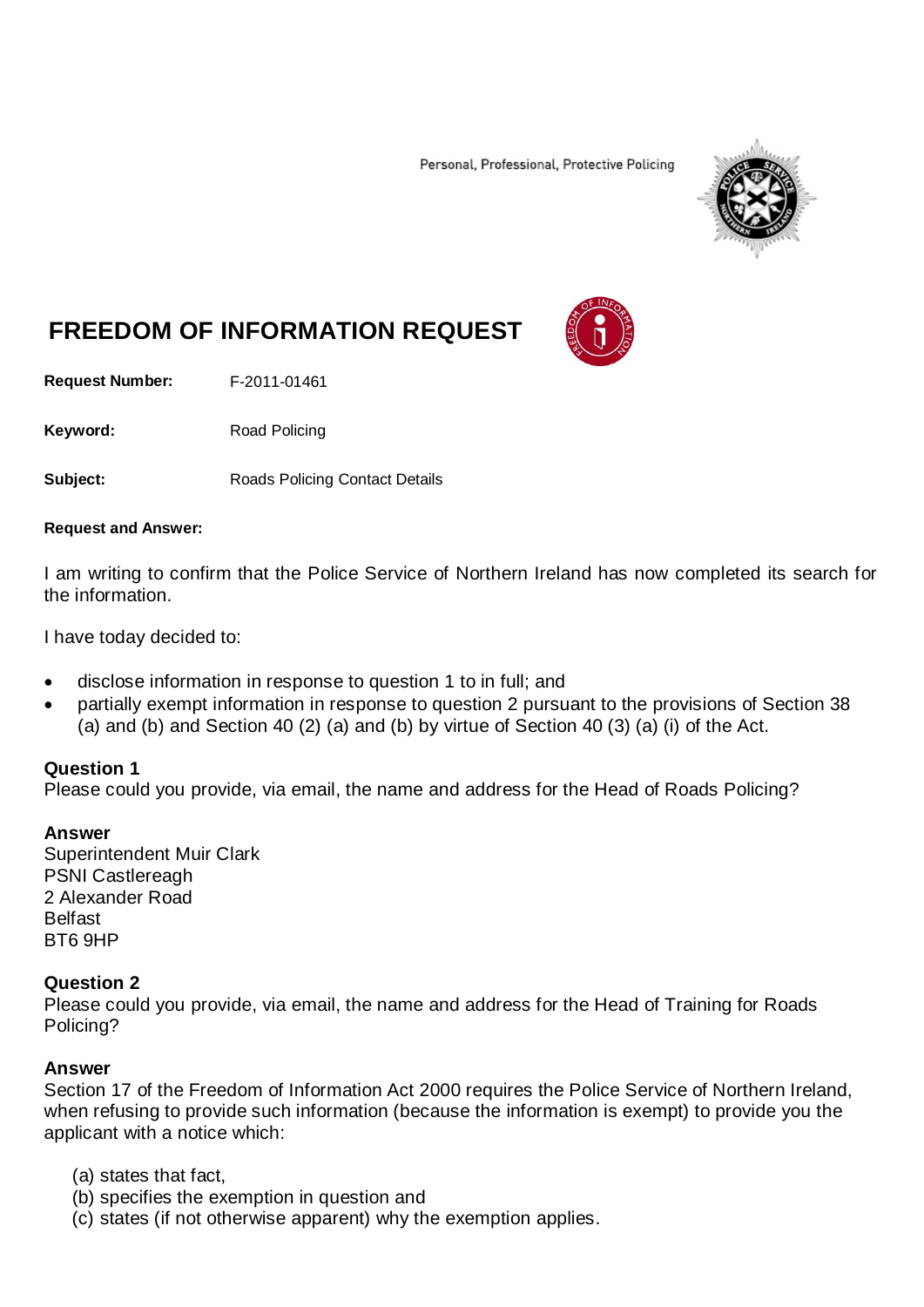Personal, Professional, Protective Policing

# FREEDOM OF INFORMATION REQUEST

**Request Number:** F-2011-01461

**Keyword:** Road Policing

**Subject:** Roads Policing Contact Details

**Request and Answer:**

I am writing to confirm that the Police Service of Northern Ireland has now completed its search for the information.

I have today decided to:

- disclose information in response to question 1 to in full; and
- partially exempt information in response to question 2 pursuant to the provisions of Section 38 (a) and (b) and Section 40 (2) (a) and (b) by virtue of Section 40 (3) (a) (i) of the Act.

**Question 1**
Please could you provide, via email, the name and address for the Head of Roads Policing?

**Answer**
Superintendent Muir Clark
PSNI Castlereagh
2 Alexander Road
Belfast
BT6 9HP

**Question 2**
Please could you provide, via email, the name and address for the Head of Training for Roads Policing?

**Answer**
Section 17 of the Freedom of Information Act 2000 requires the Police Service of Northern Ireland, when refusing to provide such information (because the information is exempt) to provide you the applicant with a notice which:

(a) states that fact,
(b) specifies the exemption in question and
(c) states (if not otherwise apparent) why the exemption applies.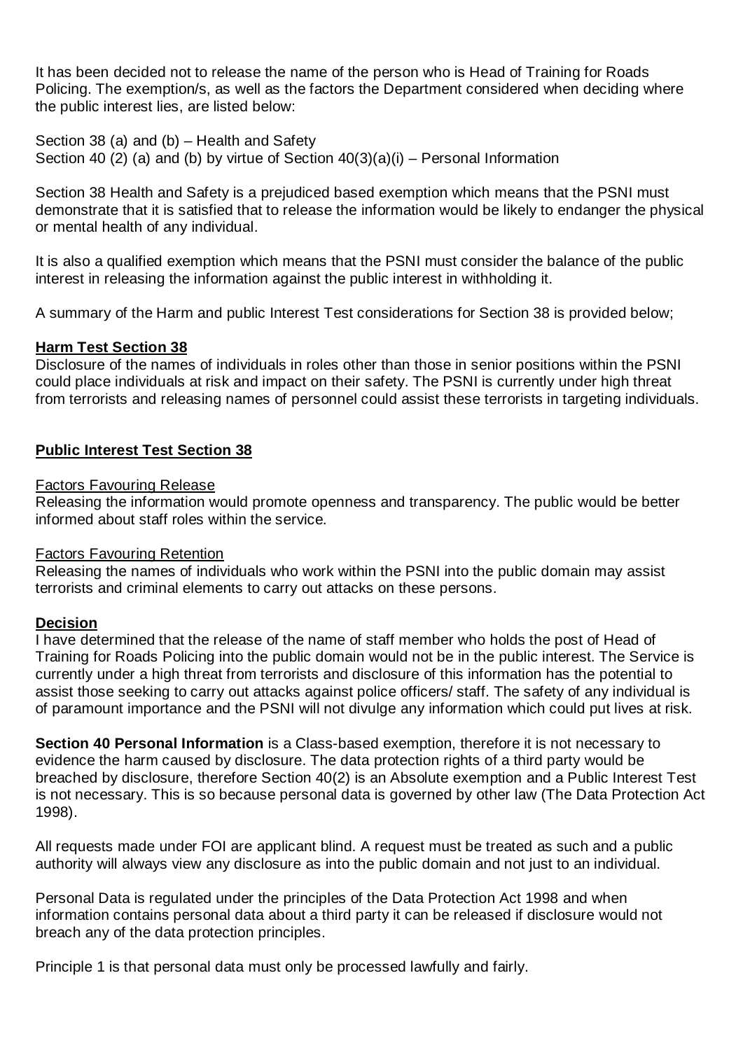It has been decided not to release the name of the person who is Head of Training for Roads Policing. The exemption/s, as well as the factors the Department considered when deciding where the public interest lies, are listed below:

Section 38 (a) and (b) – Health and Safety
Section 40 (2) (a) and (b) by virtue of Section 40(3)(a)(i) – Personal Information

Section 38 Health and Safety is a prejudiced based exemption which means that the PSNI must demonstrate that it is satisfied that to release the information would be likely to endanger the physical or mental health of any individual.

It is also a qualified exemption which means that the PSNI must consider the balance of the public interest in releasing the information against the public interest in withholding it.

A summary of the Harm and public Interest Test considerations for Section 38 is provided below;

**Harm Test Section 38**
Disclosure of the names of individuals in roles other than those in senior positions within the PSNI could place individuals at risk and impact on their safety. The PSNI is currently under high threat from terrorists and releasing names of personnel could assist these terrorists in targeting individuals.

**Public Interest Test Section 38**

Factors Favouring Release
Releasing the information would promote openness and transparency. The public would be better informed about staff roles within the service.

Factors Favouring Retention
Releasing the names of individuals who work within the PSNI into the public domain may assist terrorists and criminal elements to carry out attacks on these persons.

**Decision**
I have determined that the release of the name of staff member who holds the post of Head of Training for Roads Policing into the public domain would not be in the public interest. The Service is currently under a high threat from terrorists and disclosure of this information has the potential to assist those seeking to carry out attacks against police officers/ staff. The safety of any individual is of paramount importance and the PSNI will not divulge any information which could put lives at risk.

**Section 40 Personal Information** is a Class-based exemption, therefore it is not necessary to evidence the harm caused by disclosure. The data protection rights of a third party would be breached by disclosure, therefore Section 40(2) is an Absolute exemption and a Public Interest Test is not necessary. This is so because personal data is governed by other law (The Data Protection Act 1998).

All requests made under FOI are applicant blind. A request must be treated as such and a public authority will always view any disclosure as into the public domain and not just to an individual.

Personal Data is regulated under the principles of the Data Protection Act 1998 and when information contains personal data about a third party it can be released if disclosure would not breach any of the data protection principles.

Principle 1 is that personal data must only be processed lawfully and fairly.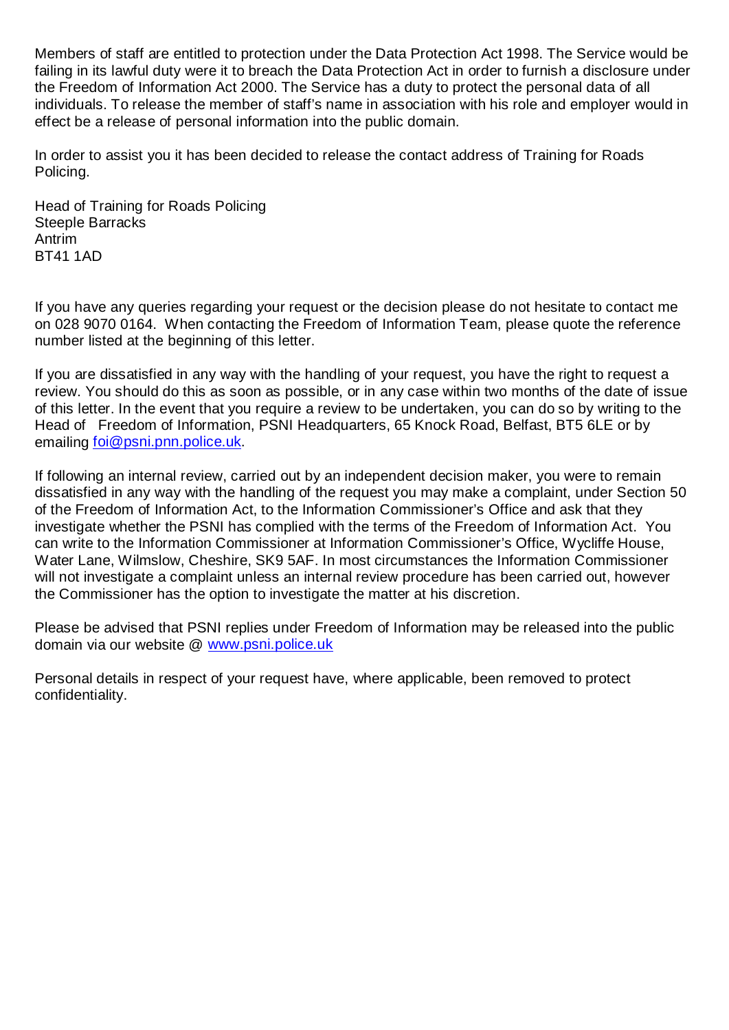Members of staff are entitled to protection under the Data Protection Act 1998. The Service would be failing in its lawful duty were it to breach the Data Protection Act in order to furnish a disclosure under the Freedom of Information Act 2000. The Service has a duty to protect the personal data of all individuals. To release the member of staff's name in association with his role and employer would in effect be a release of personal information into the public domain.

In order to assist you it has been decided to release the contact address of Training for Roads Policing.

Head of Training for Roads Policing
Steeple Barracks
Antrim
BT41 1AD

If you have any queries regarding your request or the decision please do not hesitate to contact me on 028 9070 0164. When contacting the Freedom of Information Team, please quote the reference number listed at the beginning of this letter.

If you are dissatisfied in any way with the handling of your request, you have the right to request a review. You should do this as soon as possible, or in any case within two months of the date of issue of this letter. In the event that you require a review to be undertaken, you can do so by writing to the Head of Freedom of Information, PSNI Headquarters, 65 Knock Road, Belfast, BT5 6LE or by emailing foi@psni.pnn.police.uk.

If following an internal review, carried out by an independent decision maker, you were to remain dissatisfied in any way with the handling of the request you may make a complaint, under Section 50 of the Freedom of Information Act, to the Information Commissioner's Office and ask that they investigate whether the PSNI has complied with the terms of the Freedom of Information Act. You can write to the Information Commissioner at Information Commissioner's Office, Wycliffe House, Water Lane, Wilmslow, Cheshire, SK9 5AF. In most circumstances the Information Commissioner will not investigate a complaint unless an internal review procedure has been carried out, however the Commissioner has the option to investigate the matter at his discretion.

Please be advised that PSNI replies under Freedom of Information may be released into the public domain via our website @ www.psni.police.uk

Personal details in respect of your request have, where applicable, been removed to protect confidentiality.